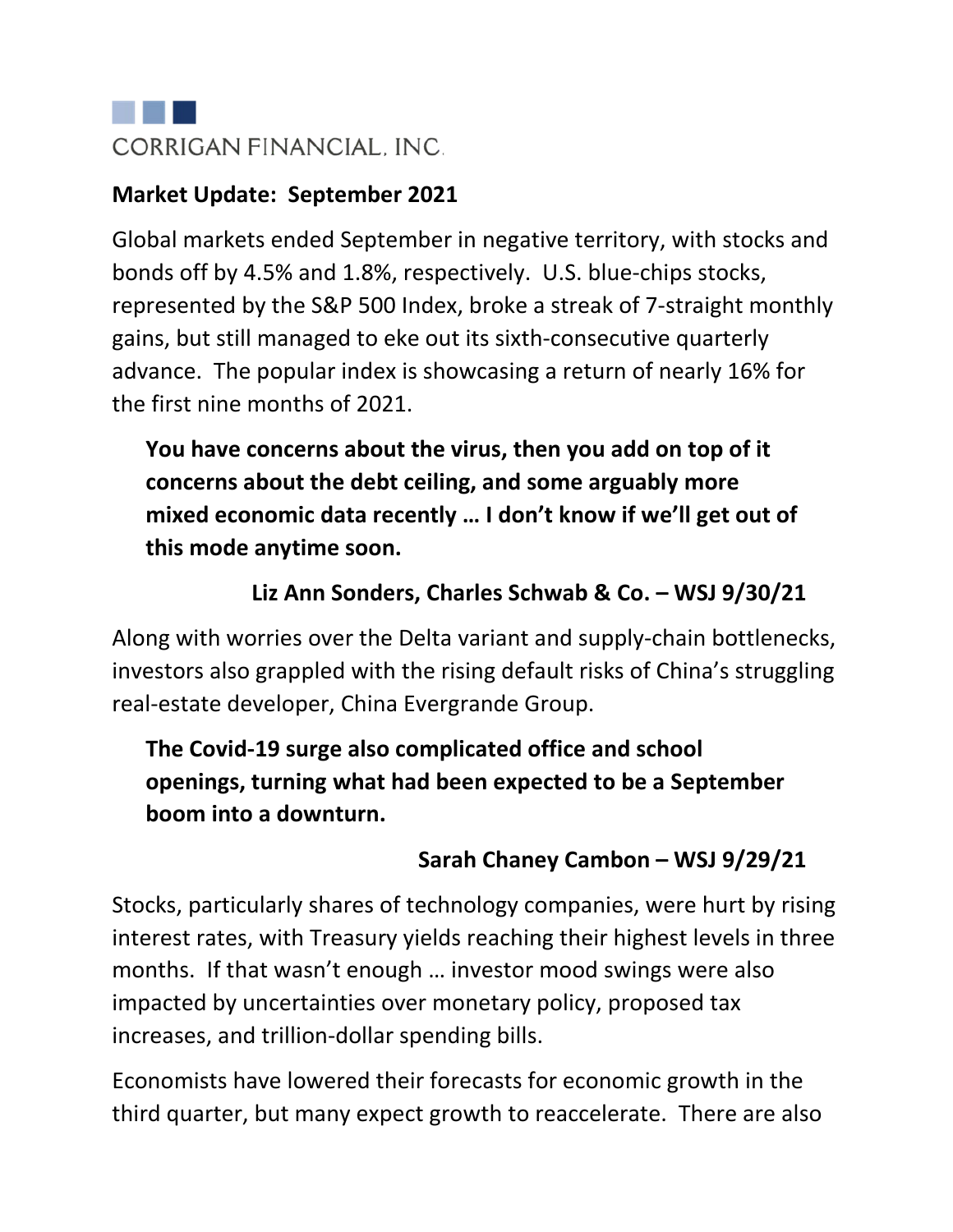CORRIGAN FINANCIAL, INC.

**Market Update: September 2021**

Global markets ended September in negative territory, with stocks and bonds off by 4.5% and 1.8%, respectively. U.S. blue-chips stocks, represented by the S&P 500 Index, broke a streak of 7-straight monthly gains, but still managed to eke out its sixth-consecutive quarterly advance. The popular index is showcasing a return of nearly 16% for the first nine months of 2021.

> **You have concerns about the virus, then you add on top of it concerns about the debt ceiling, and some arguably more mixed economic data recently … I don't know if we'll get out of this mode anytime soon.**
>
> **Liz Ann Sonders, Charles Schwab & Co. – WSJ 9/30/21**

Along with worries over the Delta variant and supply-chain bottlenecks, investors also grappled with the rising default risks of China's struggling real-estate developer, China Evergrande Group.

> **The Covid-19 surge also complicated office and school openings, turning what had been expected to be a September boom into a downturn.**
>
> **Sarah Chaney Cambon – WSJ 9/29/21**

Stocks, particularly shares of technology companies, were hurt by rising interest rates, with Treasury yields reaching their highest levels in three months. If that wasn't enough … investor mood swings were also impacted by uncertainties over monetary policy, proposed tax increases, and trillion-dollar spending bills.

Economists have lowered their forecasts for economic growth in the third quarter, but many expect growth to reaccelerate. There are also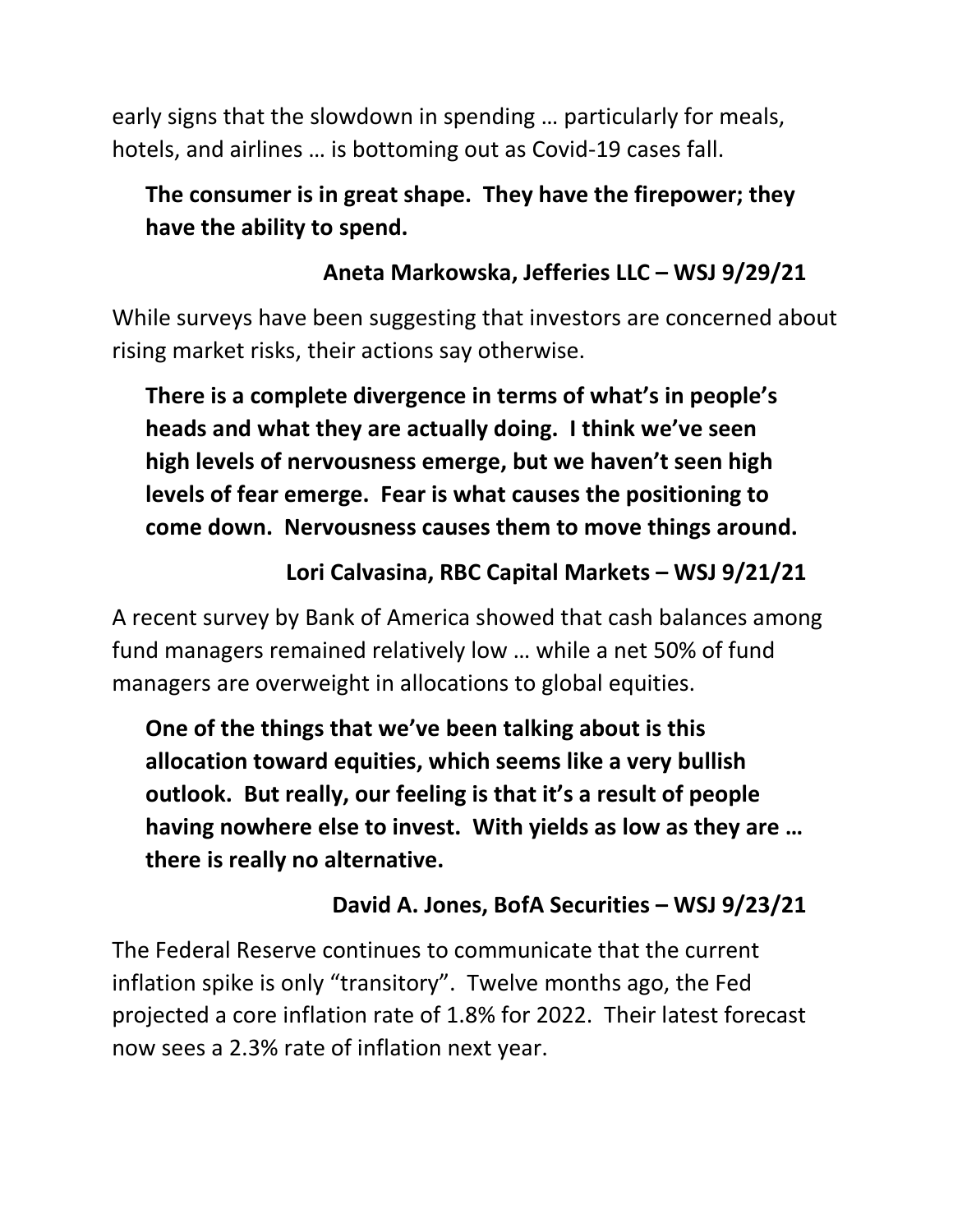early signs that the slowdown in spending … particularly for meals, hotels, and airlines … is bottoming out as Covid-19 cases fall.

> **The consumer is in great shape. They have the firepower; they have the ability to spend.**
>
> **Aneta Markowska, Jefferies LLC – WSJ 9/29/21**

While surveys have been suggesting that investors are concerned about rising market risks, their actions say otherwise.

> **There is a complete divergence in terms of what's in people's heads and what they are actually doing. I think we've seen high levels of nervousness emerge, but we haven't seen high levels of fear emerge. Fear is what causes the positioning to come down. Nervousness causes them to move things around.**
>
> **Lori Calvasina, RBC Capital Markets – WSJ 9/21/21**

A recent survey by Bank of America showed that cash balances among fund managers remained relatively low … while a net 50% of fund managers are overweight in allocations to global equities.

> **One of the things that we've been talking about is this allocation toward equities, which seems like a very bullish outlook. But really, our feeling is that it's a result of people having nowhere else to invest. With yields as low as they are … there is really no alternative.**
>
> **David A. Jones, BofA Securities – WSJ 9/23/21**

The Federal Reserve continues to communicate that the current inflation spike is only "transitory". Twelve months ago, the Fed projected a core inflation rate of 1.8% for 2022. Their latest forecast now sees a 2.3% rate of inflation next year.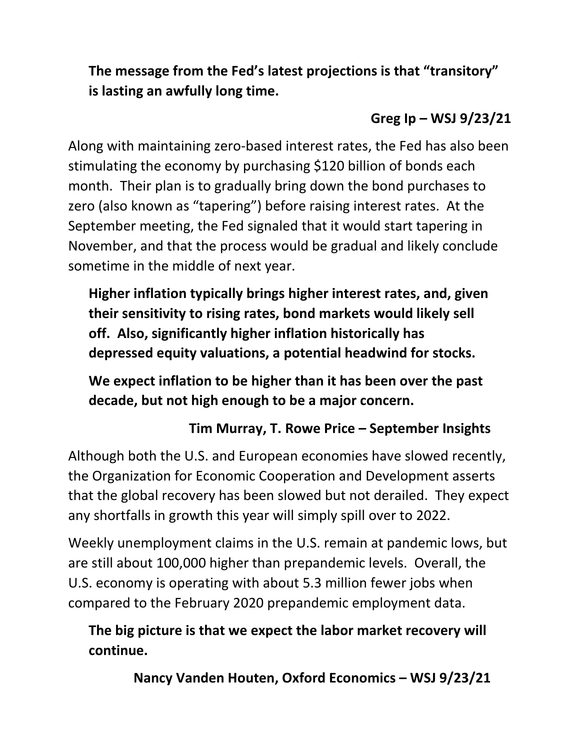> **The message from the Fed's latest projections is that "transitory" is lasting an awfully long time.**
>
> **Greg Ip – WSJ 9/23/21**

Along with maintaining zero-based interest rates, the Fed has also been stimulating the economy by purchasing $120 billion of bonds each month. Their plan is to gradually bring down the bond purchases to zero (also known as "tapering") before raising interest rates. At the September meeting, the Fed signaled that it would start tapering in November, and that the process would be gradual and likely conclude sometime in the middle of next year.

> **Higher inflation typically brings higher interest rates, and, given their sensitivity to rising rates, bond markets would likely sell off. Also, significantly higher inflation historically has depressed equity valuations, a potential headwind for stocks.**
>
> **We expect inflation to be higher than it has been over the past decade, but not high enough to be a major concern.**
>
> **Tim Murray, T. Rowe Price – September Insights**

Although both the U.S. and European economies have slowed recently, the Organization for Economic Cooperation and Development asserts that the global recovery has been slowed but not derailed. They expect any shortfalls in growth this year will simply spill over to 2022.

Weekly unemployment claims in the U.S. remain at pandemic lows, but are still about 100,000 higher than prepandemic levels. Overall, the U.S. economy is operating with about 5.3 million fewer jobs when compared to the February 2020 prepandemic employment data.

> **The big picture is that we expect the labor market recovery will continue.**
>
> **Nancy Vanden Houten, Oxford Economics – WSJ 9/23/21**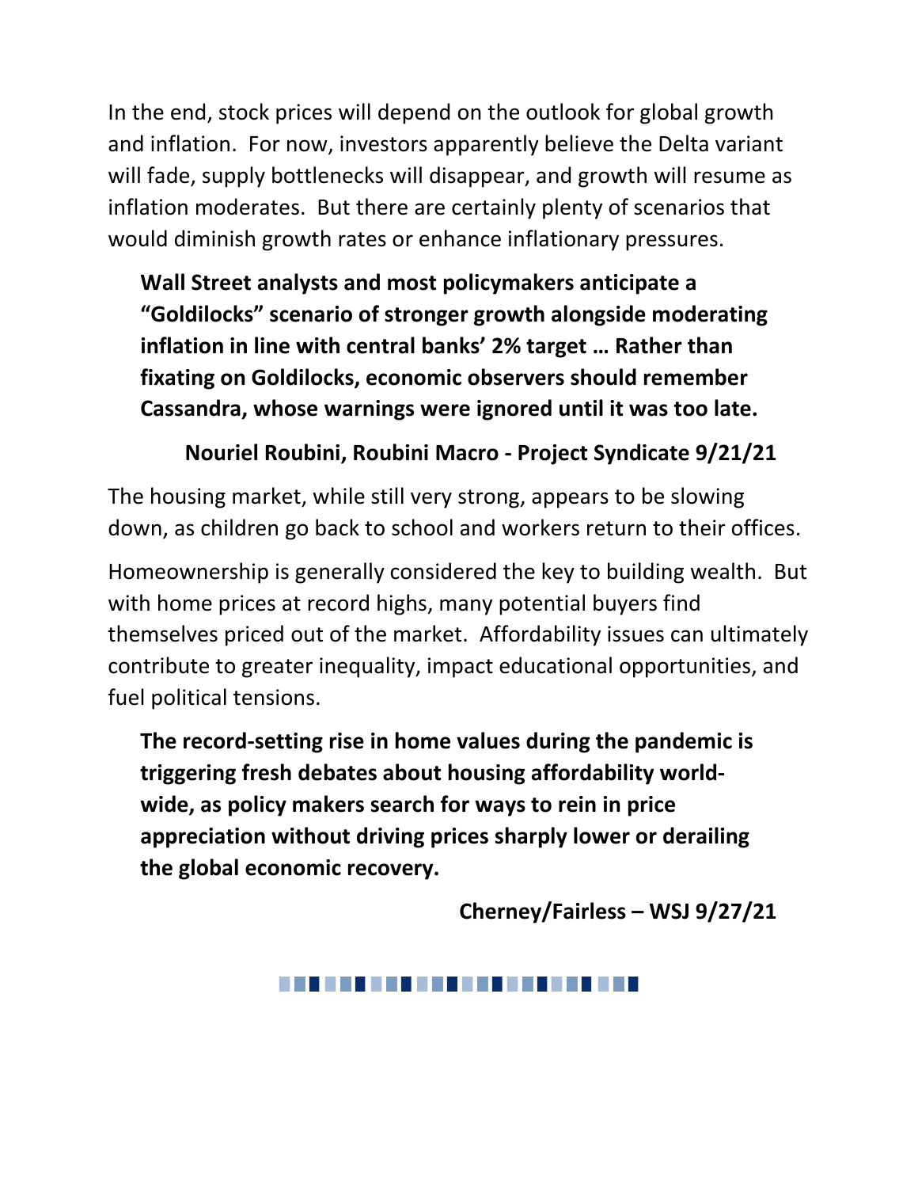In the end, stock prices will depend on the outlook for global growth and inflation. For now, investors apparently believe the Delta variant will fade, supply bottlenecks will disappear, and growth will resume as inflation moderates. But there are certainly plenty of scenarios that would diminish growth rates or enhance inflationary pressures.

> **Wall Street analysts and most policymakers anticipate a "Goldilocks" scenario of stronger growth alongside moderating inflation in line with central banks' 2% target … Rather than fixating on Goldilocks, economic observers should remember Cassandra, whose warnings were ignored until it was too late.**
>
> **Nouriel Roubini, Roubini Macro - Project Syndicate 9/21/21**

The housing market, while still very strong, appears to be slowing down, as children go back to school and workers return to their offices.

Homeownership is generally considered the key to building wealth. But with home prices at record highs, many potential buyers find themselves priced out of the market. Affordability issues can ultimately contribute to greater inequality, impact educational opportunities, and fuel political tensions.

> **The record-setting rise in home values during the pandemic is triggering fresh debates about housing affordability world-wide, as policy makers search for ways to rein in price appreciation without driving prices sharply lower or derailing the global economic recovery.**
>
> **Cherney/Fairless – WSJ 9/27/21**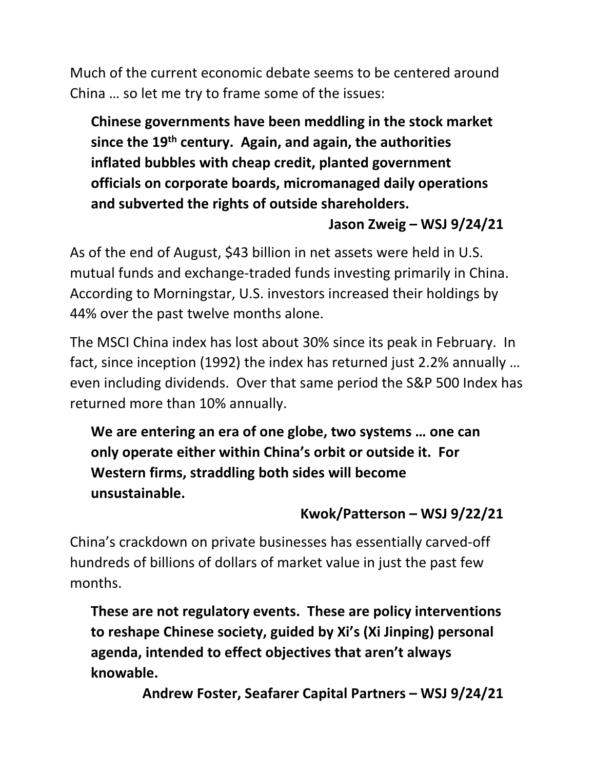Much of the current economic debate seems to be centered around China … so let me try to frame some of the issues:

> **Chinese governments have been meddling in the stock market since the 19th century. Again, and again, the authorities inflated bubbles with cheap credit, planted government officials on corporate boards, micromanaged daily operations and subverted the rights of outside shareholders.**
>
> **Jason Zweig – WSJ 9/24/21**

As of the end of August, $43 billion in net assets were held in U.S. mutual funds and exchange-traded funds investing primarily in China. According to Morningstar, U.S. investors increased their holdings by 44% over the past twelve months alone.

The MSCI China index has lost about 30% since its peak in February. In fact, since inception (1992) the index has returned just 2.2% annually … even including dividends. Over that same period the S&P 500 Index has returned more than 10% annually.

> **We are entering an era of one globe, two systems … one can only operate either within China's orbit or outside it. For Western firms, straddling both sides will become unsustainable.**
>
> **Kwok/Patterson – WSJ 9/22/21**

China's crackdown on private businesses has essentially carved-off hundreds of billions of dollars of market value in just the past few months.

> **These are not regulatory events. These are policy interventions to reshape Chinese society, guided by Xi's (Xi Jinping) personal agenda, intended to effect objectives that aren't always knowable.**
>
> **Andrew Foster, Seafarer Capital Partners – WSJ 9/24/21**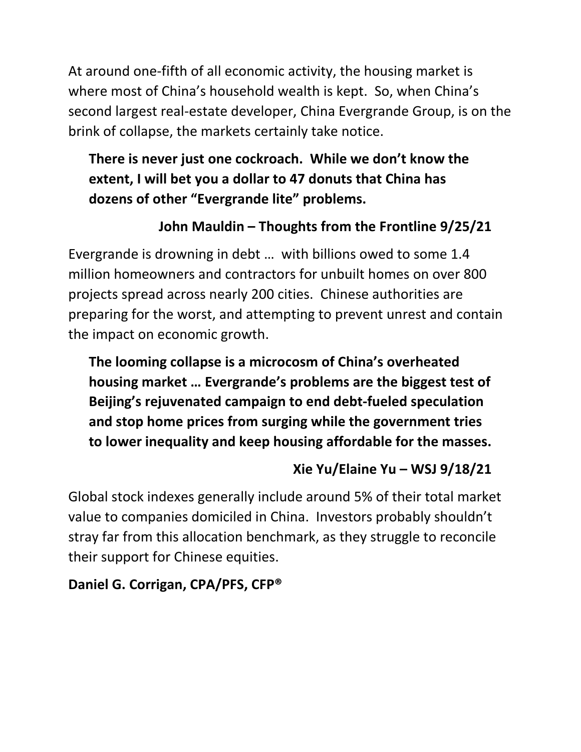At around one-fifth of all economic activity, the housing market is where most of China's household wealth is kept. So, when China's second largest real-estate developer, China Evergrande Group, is on the brink of collapse, the markets certainly take notice.

> **There is never just one cockroach. While we don't know the extent, I will bet you a dollar to 47 donuts that China has dozens of other "Evergrande lite" problems.**
>
> **John Mauldin – Thoughts from the Frontline 9/25/21**

Evergrande is drowning in debt … with billions owed to some 1.4 million homeowners and contractors for unbuilt homes on over 800 projects spread across nearly 200 cities. Chinese authorities are preparing for the worst, and attempting to prevent unrest and contain the impact on economic growth.

> **The looming collapse is a microcosm of China's overheated housing market … Evergrande's problems are the biggest test of Beijing's rejuvenated campaign to end debt-fueled speculation and stop home prices from surging while the government tries to lower inequality and keep housing affordable for the masses.**
>
> **Xie Yu/Elaine Yu – WSJ 9/18/21**

Global stock indexes generally include around 5% of their total market value to companies domiciled in China. Investors probably shouldn't stray far from this allocation benchmark, as they struggle to reconcile their support for Chinese equities.

**Daniel G. Corrigan, CPA/PFS, CFP®**